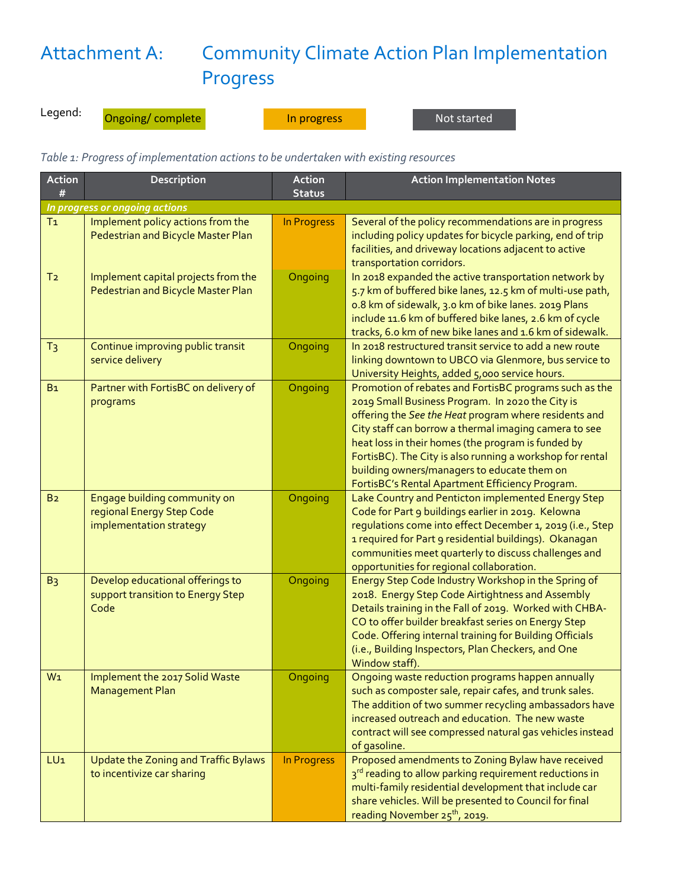# Attachment A: Community Climate Action Plan Implementation Progress

Legend: Ongoing/ complete | In progress | Not started

*Table 1: Progress of implementation actions to be undertaken with existing resources*

| Action # | Description | Action Status | Action Implementation Notes |
|---|---|---|---|
| ***In progress or ongoing actions*** | | | |
| T1 | Implement policy actions from the Pedestrian and Bicycle Master Plan | In Progress | Several of the policy recommendations are in progress including policy updates for bicycle parking, end of trip facilities, and driveway locations adjacent to active transportation corridors. |
| T2 | Implement capital projects from the Pedestrian and Bicycle Master Plan | Ongoing | In 2018 expanded the active transportation network by 5.7 km of buffered bike lanes, 12.5 km of multi-use path, 0.8 km of sidewalk, 3.0 km of bike lanes. 2019 Plans include 11.6 km of buffered bike lanes, 2.6 km of cycle tracks, 6.0 km of new bike lanes and 1.6 km of sidewalk. |
| T3 | Continue improving public transit service delivery | Ongoing | In 2018 restructured transit service to add a new route linking downtown to UBCO via Glenmore, bus service to University Heights, added 5,000 service hours. |
| B1 | Partner with FortisBC on delivery of programs | Ongoing | Promotion of rebates and FortisBC programs such as the 2019 Small Business Program. In 2020 the City is offering the *See the Heat* program where residents and City staff can borrow a thermal imaging camera to see heat loss in their homes (the program is funded by FortisBC). The City is also running a workshop for rental building owners/managers to educate them on FortisBC's Rental Apartment Efficiency Program. |
| B2 | Engage building community on regional Energy Step Code implementation strategy | Ongoing | Lake Country and Penticton implemented Energy Step Code for Part 9 buildings earlier in 2019. Kelowna regulations come into effect December 1, 2019 (i.e., Step 1 required for Part 9 residential buildings). Okanagan communities meet quarterly to discuss challenges and opportunities for regional collaboration. |
| B3 | Develop educational offerings to support transition to Energy Step Code | Ongoing | Energy Step Code Industry Workshop in the Spring of 2018. Energy Step Code Airtightness and Assembly Details training in the Fall of 2019. Worked with CHBA-CO to offer builder breakfast series on Energy Step Code. Offering internal training for Building Officials (i.e., Building Inspectors, Plan Checkers, and One Window staff). |
| W1 | Implement the 2017 Solid Waste Management Plan | Ongoing | Ongoing waste reduction programs happen annually such as composter sale, repair cafes, and trunk sales. The addition of two summer recycling ambassadors have increased outreach and education. The new waste contract will see compressed natural gas vehicles instead of gasoline. |
| LU1 | Update the Zoning and Traffic Bylaws to incentivize car sharing | In Progress | Proposed amendments to Zoning Bylaw have received 3rd reading to allow parking requirement reductions in multi-family residential development that include car share vehicles. Will be presented to Council for final reading November 25th, 2019. |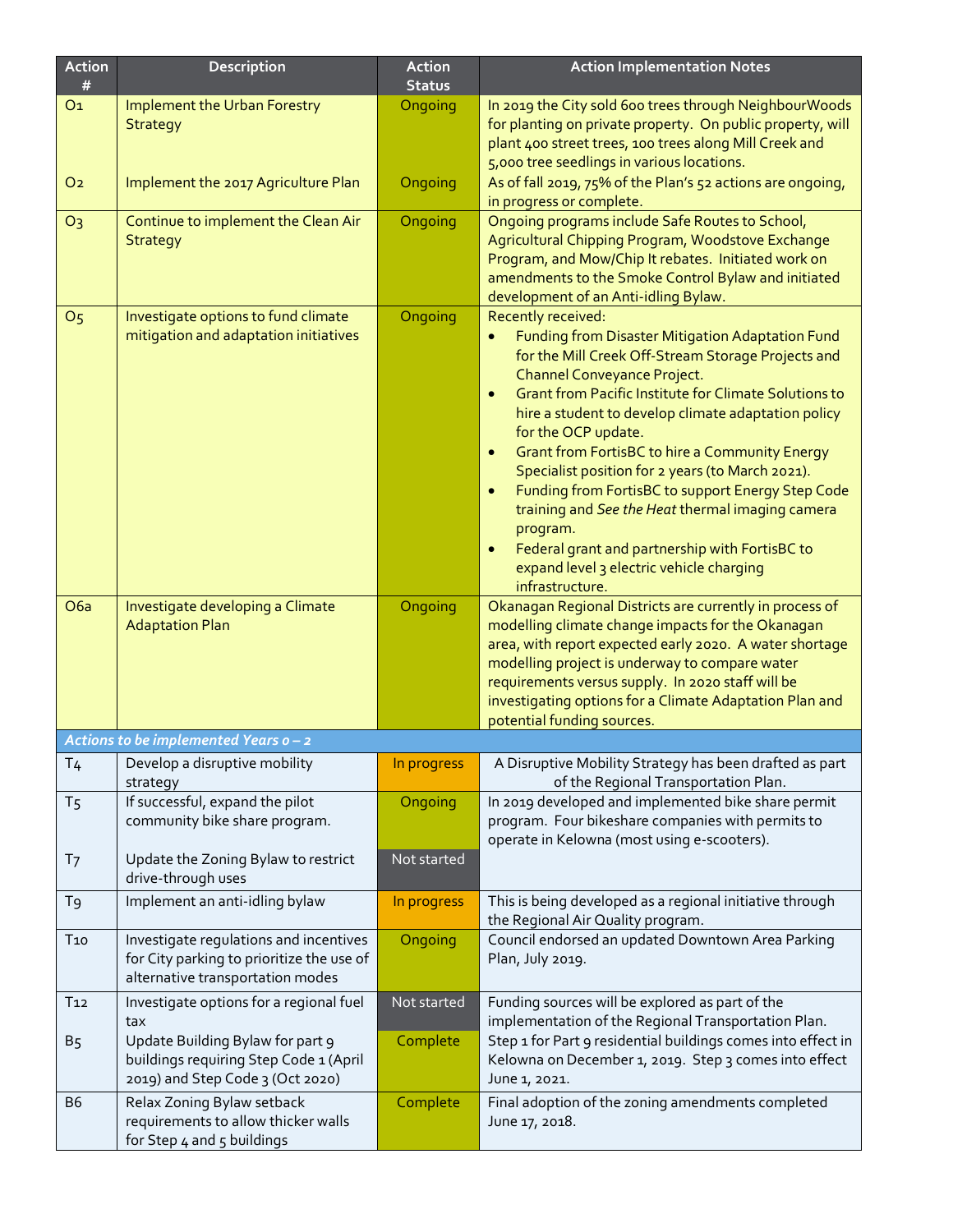| Action # | Description | Action Status | Action Implementation Notes |
|---|---|---|---|
| O1 | Implement the Urban Forestry Strategy | Ongoing | In 2019 the City sold 600 trees through NeighbourWoods for planting on private property. On public property, will plant 400 street trees, 100 trees along Mill Creek and 5,000 tree seedlings in various locations. |
| O2 | Implement the 2017 Agriculture Plan | Ongoing | As of fall 2019, 75% of the Plan's 52 actions are ongoing, in progress or complete. |
| O3 | Continue to implement the Clean Air Strategy | Ongoing | Ongoing programs include Safe Routes to School, Agricultural Chipping Program, Woodstove Exchange Program, and Mow/Chip It rebates. Initiated work on amendments to the Smoke Control Bylaw and initiated development of an Anti-idling Bylaw. |
| O5 | Investigate options to fund climate mitigation and adaptation initiatives | Ongoing | Recently received:<br>• Funding from Disaster Mitigation Adaptation Fund for the Mill Creek Off-Stream Storage Projects and Channel Conveyance Project.<br>• Grant from Pacific Institute for Climate Solutions to hire a student to develop climate adaptation policy for the OCP update.<br>• Grant from FortisBC to hire a Community Energy Specialist position for 2 years (to March 2021).<br>• Funding from FortisBC to support Energy Step Code training and *See the Heat* thermal imaging camera program.<br>• Federal grant and partnership with FortisBC to expand level 3 electric vehicle charging infrastructure. |
| O6a | Investigate developing a Climate Adaptation Plan | Ongoing | Okanagan Regional Districts are currently in process of modelling climate change impacts for the Okanagan area, with report expected early 2020. A water shortage modelling project is underway to compare water requirements versus supply. In 2020 staff will be investigating options for a Climate Adaptation Plan and potential funding sources. |
| ***Actions to be implemented Years 0 – 2*** | | | |
| T4 | Develop a disruptive mobility strategy | In progress | A Disruptive Mobility Strategy has been drafted as part of the Regional Transportation Plan. |
| T5 | If successful, expand the pilot community bike share program. | Ongoing | In 2019 developed and implemented bike share permit program. Four bikeshare companies with permits to operate in Kelowna (most using e-scooters). |
| T7 | Update the Zoning Bylaw to restrict drive-through uses | Not started | |
| T9 | Implement an anti-idling bylaw | In progress | This is being developed as a regional initiative through the Regional Air Quality program. |
| T10 | Investigate regulations and incentives for City parking to prioritize the use of alternative transportation modes | Ongoing | Council endorsed an updated Downtown Area Parking Plan, July 2019. |
| T12 | Investigate options for a regional fuel tax | Not started | Funding sources will be explored as part of the implementation of the Regional Transportation Plan. |
| B5 | Update Building Bylaw for part 9 buildings requiring Step Code 1 (April 2019) and Step Code 3 (Oct 2020) | Complete | Step 1 for Part 9 residential buildings comes into effect in Kelowna on December 1, 2019. Step 3 comes into effect June 1, 2021. |
| B6 | Relax Zoning Bylaw setback requirements to allow thicker walls for Step 4 and 5 buildings | Complete | Final adoption of the zoning amendments completed June 17, 2018. |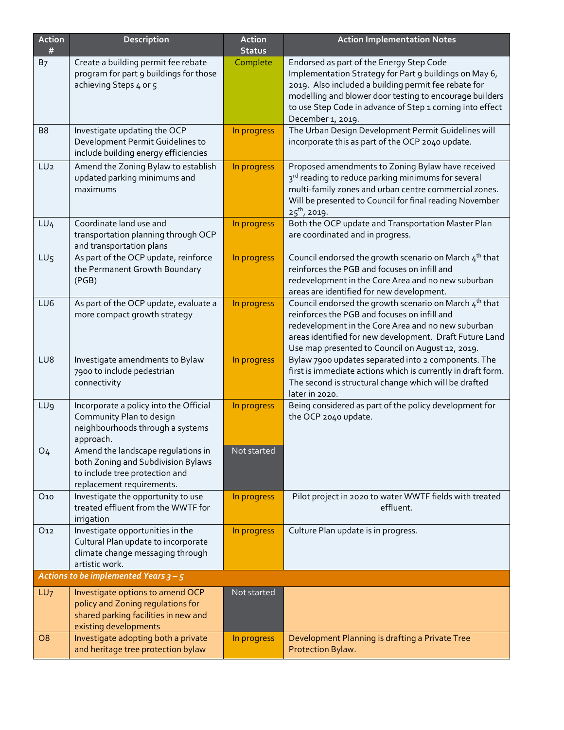| Action # | Description | Action Status | Action Implementation Notes |
|---|---|---|---|
| B7 | Create a building permit fee rebate program for part 9 buildings for those achieving Steps 4 or 5 | Complete | Endorsed as part of the Energy Step Code Implementation Strategy for Part 9 buildings on May 6, 2019. Also included a building permit fee rebate for modelling and blower door testing to encourage builders to use Step Code in advance of Step 1 coming into effect December 1, 2019. |
| B8 | Investigate updating the OCP Development Permit Guidelines to include building energy efficiencies | In progress | The Urban Design Development Permit Guidelines will incorporate this as part of the OCP 2040 update. |
| LU2 | Amend the Zoning Bylaw to establish updated parking minimums and maximums | In progress | Proposed amendments to Zoning Bylaw have received 3rd reading to reduce parking minimums for several multi-family zones and urban centre commercial zones. Will be presented to Council for final reading November 25th, 2019. |
| LU4 | Coordinate land use and transportation planning through OCP and transportation plans | In progress | Both the OCP update and Transportation Master Plan are coordinated and in progress. |
| LU5 | As part of the OCP update, reinforce the Permanent Growth Boundary (PGB) | In progress | Council endorsed the growth scenario on March 4th that reinforces the PGB and focuses on infill and redevelopment in the Core Area and no new suburban areas are identified for new development. |
| LU6 | As part of the OCP update, evaluate a more compact growth strategy | In progress | Council endorsed the growth scenario on March 4th that reinforces the PGB and focuses on infill and redevelopment in the Core Area and no new suburban areas identified for new development. Draft Future Land Use map presented to Council on August 12, 2019. |
| LU8 | Investigate amendments to Bylaw 7900 to include pedestrian connectivity | In progress | Bylaw 7900 updates separated into 2 components. The first is immediate actions which is currently in draft form. The second is structural change which will be drafted later in 2020. |
| LU9 | Incorporate a policy into the Official Community Plan to design neighbourhoods through a systems approach. | In progress | Being considered as part of the policy development for the OCP 2040 update. |
| O4 | Amend the landscape regulations in both Zoning and Subdivision Bylaws to include tree protection and replacement requirements. | Not started | |
| O10 | Investigate the opportunity to use treated effluent from the WWTF for irrigation | In progress | Pilot project in 2020 to water WWTF fields with treated effluent. |
| O12 | Investigate opportunities in the Cultural Plan update to incorporate climate change messaging through artistic work. | In progress | Culture Plan update is in progress. |
| ***Actions to be implemented Years 3 – 5*** | | | |
| LU7 | Investigate options to amend OCP policy and Zoning regulations for shared parking facilities in new and existing developments | Not started | |
| O8 | Investigate adopting both a private and heritage tree protection bylaw | In progress | Development Planning is drafting a Private Tree Protection Bylaw. |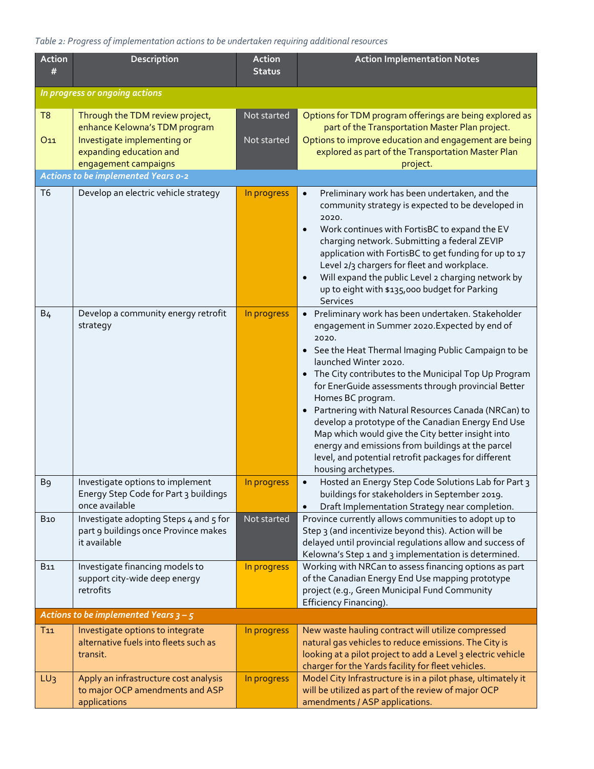*Table 2: Progress of implementation actions to be undertaken requiring additional resources*

| Action # | Description | Action Status | Action Implementation Notes |
|---|---|---|---|
| ***In progress or ongoing actions*** | | | |
| T8 | Through the TDM review project, enhance Kelowna's TDM program | Not started | Options for TDM program offerings are being explored as part of the Transportation Master Plan project. |
| O11 | Investigate implementing or expanding education and engagement campaigns | Not started | Options to improve education and engagement are being explored as part of the Transportation Master Plan project. |
| ***Actions to be implemented Years 0-2*** | | | |
| T6 | Develop an electric vehicle strategy | In progress | • Preliminary work has been undertaken, and the community strategy is expected to be developed in 2020.<br>• Work continues with FortisBC to expand the EV charging network. Submitting a federal ZEVIP application with FortisBC to get funding for up to 17 Level 2/3 chargers for fleet and workplace.<br>• Will expand the public Level 2 charging network by up to eight with $135,000 budget for Parking Services |
| B4 | Develop a community energy retrofit strategy | In progress | • Preliminary work has been undertaken. Stakeholder engagement in Summer 2020.Expected by end of 2020.<br>• See the Heat Thermal Imaging Public Campaign to be launched Winter 2020.<br>• The City contributes to the Municipal Top Up Program for EnerGuide assessments through provincial Better Homes BC program.<br>• Partnering with Natural Resources Canada (NRCan) to develop a prototype of the Canadian Energy End Use Map which would give the City better insight into energy and emissions from buildings at the parcel level, and potential retrofit packages for different housing archetypes. |
| B9 | Investigate options to implement Energy Step Code for Part 3 buildings once available | In progress | • Hosted an Energy Step Code Solutions Lab for Part 3 buildings for stakeholders in September 2019.<br>• Draft Implementation Strategy near completion. |
| B10 | Investigate adopting Steps 4 and 5 for part 9 buildings once Province makes it available | Not started | Province currently allows communities to adopt up to Step 3 (and incentivize beyond this). Action will be delayed until provincial regulations allow and success of Kelowna's Step 1 and 3 implementation is determined. |
| B11 | Investigate financing models to support city-wide deep energy retrofits | In progress | Working with NRCan to assess financing options as part of the Canadian Energy End Use mapping prototype project (e.g., Green Municipal Fund Community Efficiency Financing). |
| ***Actions to be implemented Years 3 – 5*** | | | |
| T11 | Investigate options to integrate alternative fuels into fleets such as transit. | In progress | New waste hauling contract will utilize compressed natural gas vehicles to reduce emissions. The City is looking at a pilot project to add a Level 3 electric vehicle charger for the Yards facility for fleet vehicles. |
| LU3 | Apply an infrastructure cost analysis to major OCP amendments and ASP applications | In progress | Model City Infrastructure is in a pilot phase, ultimately it will be utilized as part of the review of major OCP amendments / ASP applications. |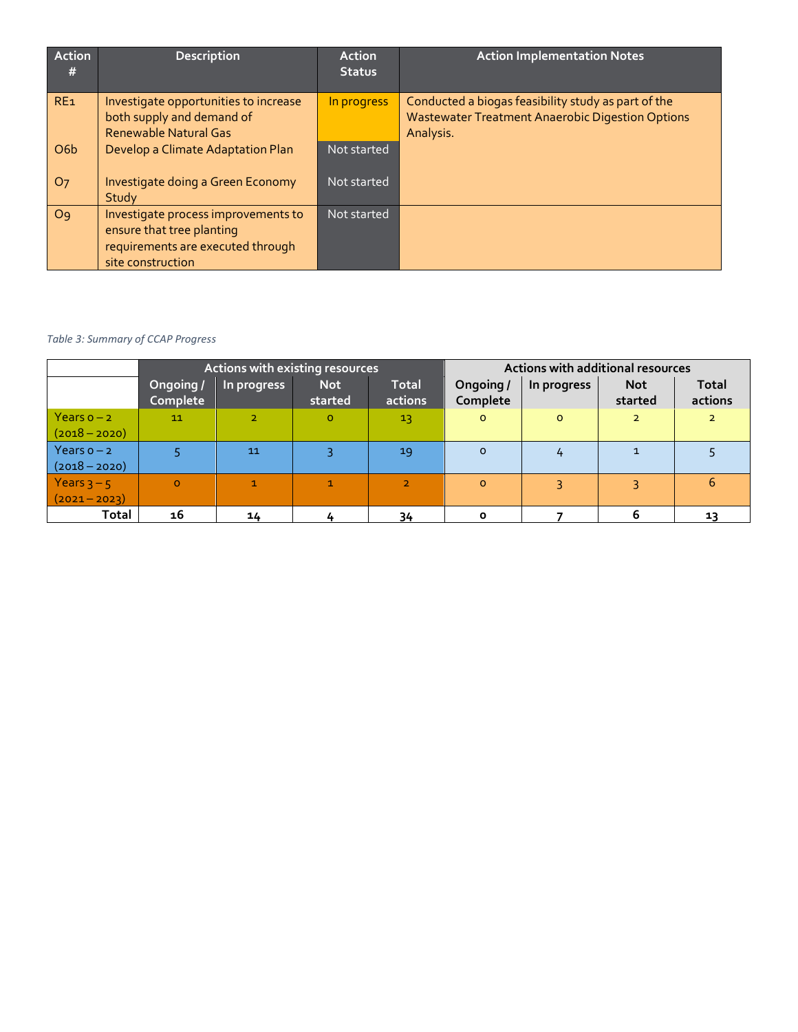| Action # | Description | Action Status | Action Implementation Notes |
|---|---|---|---|
| RE1 | Investigate opportunities to increase both supply and demand of Renewable Natural Gas | In progress | Conducted a biogas feasibility study as part of the Wastewater Treatment Anaerobic Digestion Options Analysis. |
| O6b | Develop a Climate Adaptation Plan | Not started | |
| O7 | Investigate doing a Green Economy Study | Not started | |
| O9 | Investigate process improvements to ensure that tree planting requirements are executed through site construction | Not started | |

*Table 3: Summary of CCAP Progress*

| | Actions with existing resources | | | | Actions with additional resources | | | |
|---|---|---|---|---|---|---|---|---|
| | Ongoing / Complete | In progress | Not started | Total actions | Ongoing / Complete | In progress | Not started | Total actions |
| Years 0 – 2 (2018 – 2020) | 11 | 2 | 0 | 13 | 0 | 0 | 2 | 2 |
| Years 0 – 2 (2018 – 2020) | 5 | 11 | 3 | 19 | 0 | 4 | 1 | 5 |
| Years 3 – 5 (2021 – 2023) | 0 | 1 | 1 | 2 | 0 | 3 | 3 | 6 |
| **Total** | **16** | **14** | **4** | **34** | **0** | **7** | **6** | **13** |